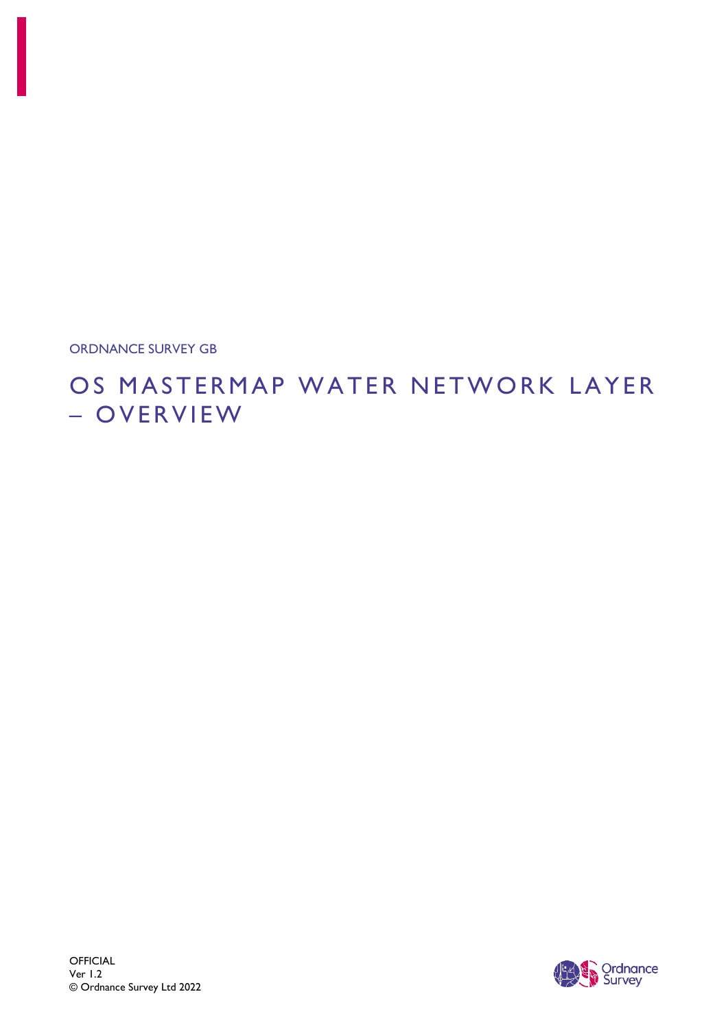ORDNANCE SURVEY GB

# OS MASTERMAP WATER NETWORK LAYER – OVERVIEW

OFFICIAL
Ver 1.2
© Ordnance Survey Ltd 2022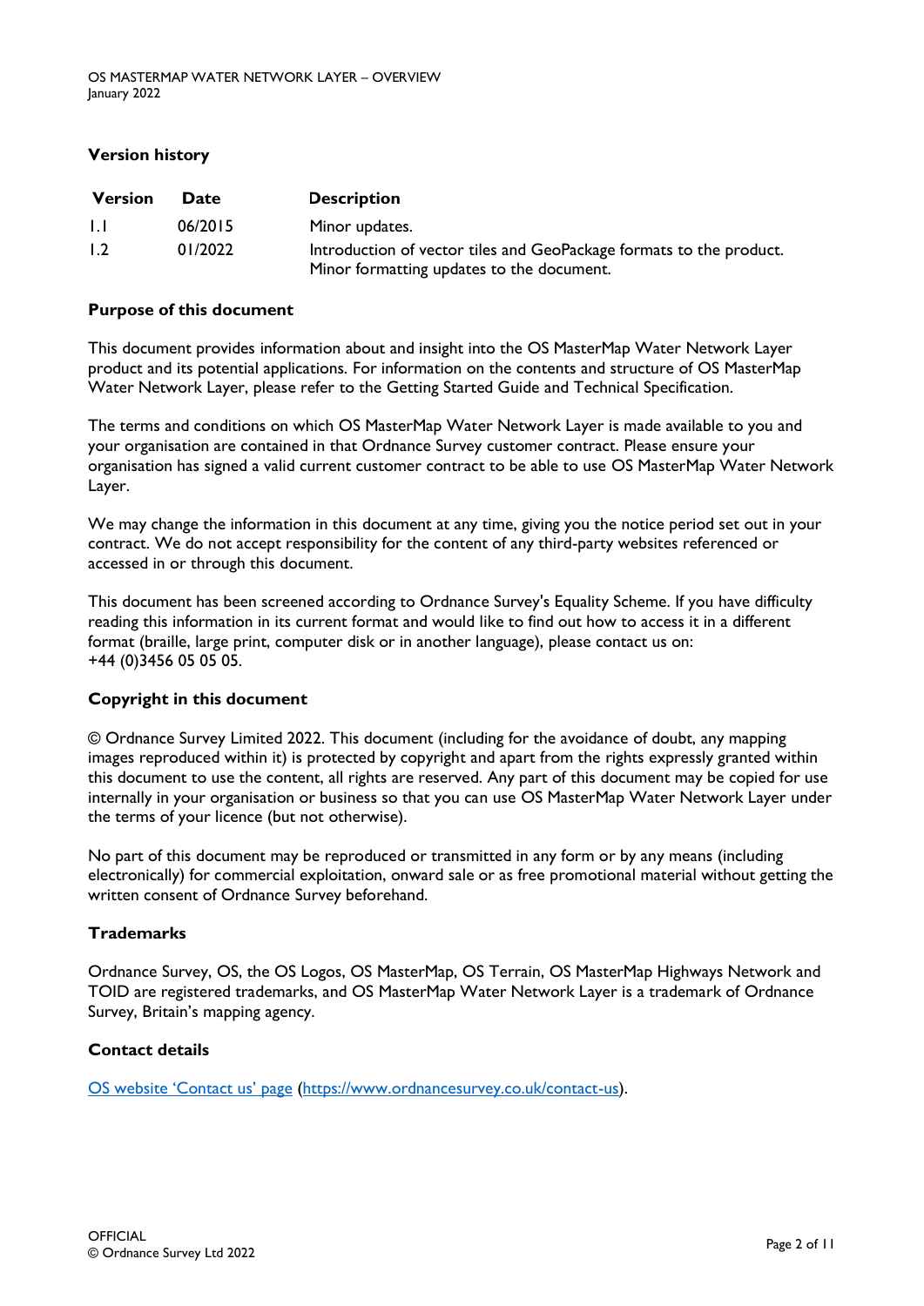## Version history

| Version | Date | Description |
|---|---|---|
| 1.1 | 06/2015 | Minor updates. |
| 1.2 | 01/2022 | Introduction of vector tiles and GeoPackage formats to the product. Minor formatting updates to the document. |

## Purpose of this document

This document provides information about and insight into the OS MasterMap Water Network Layer product and its potential applications. For information on the contents and structure of OS MasterMap Water Network Layer, please refer to the Getting Started Guide and Technical Specification.

The terms and conditions on which OS MasterMap Water Network Layer is made available to you and your organisation are contained in that Ordnance Survey customer contract. Please ensure your organisation has signed a valid current customer contract to be able to use OS MasterMap Water Network Layer.

We may change the information in this document at any time, giving you the notice period set out in your contract. We do not accept responsibility for the content of any third-party websites referenced or accessed in or through this document.

This document has been screened according to Ordnance Survey's Equality Scheme. If you have difficulty reading this information in its current format and would like to find out how to access it in a different format (braille, large print, computer disk or in another language), please contact us on: +44 (0)3456 05 05 05.

## Copyright in this document

© Ordnance Survey Limited 2022. This document (including for the avoidance of doubt, any mapping images reproduced within it) is protected by copyright and apart from the rights expressly granted within this document to use the content, all rights are reserved. Any part of this document may be copied for use internally in your organisation or business so that you can use OS MasterMap Water Network Layer under the terms of your licence (but not otherwise).

No part of this document may be reproduced or transmitted in any form or by any means (including electronically) for commercial exploitation, onward sale or as free promotional material without getting the written consent of Ordnance Survey beforehand.

## Trademarks

Ordnance Survey, OS, the OS Logos, OS MasterMap, OS Terrain, OS MasterMap Highways Network and TOID are registered trademarks, and OS MasterMap Water Network Layer is a trademark of Ordnance Survey, Britain's mapping agency.

## Contact details

[OS website 'Contact us' page](https://www.ordnancesurvey.co.uk/contact-us) (https://www.ordnancesurvey.co.uk/contact-us).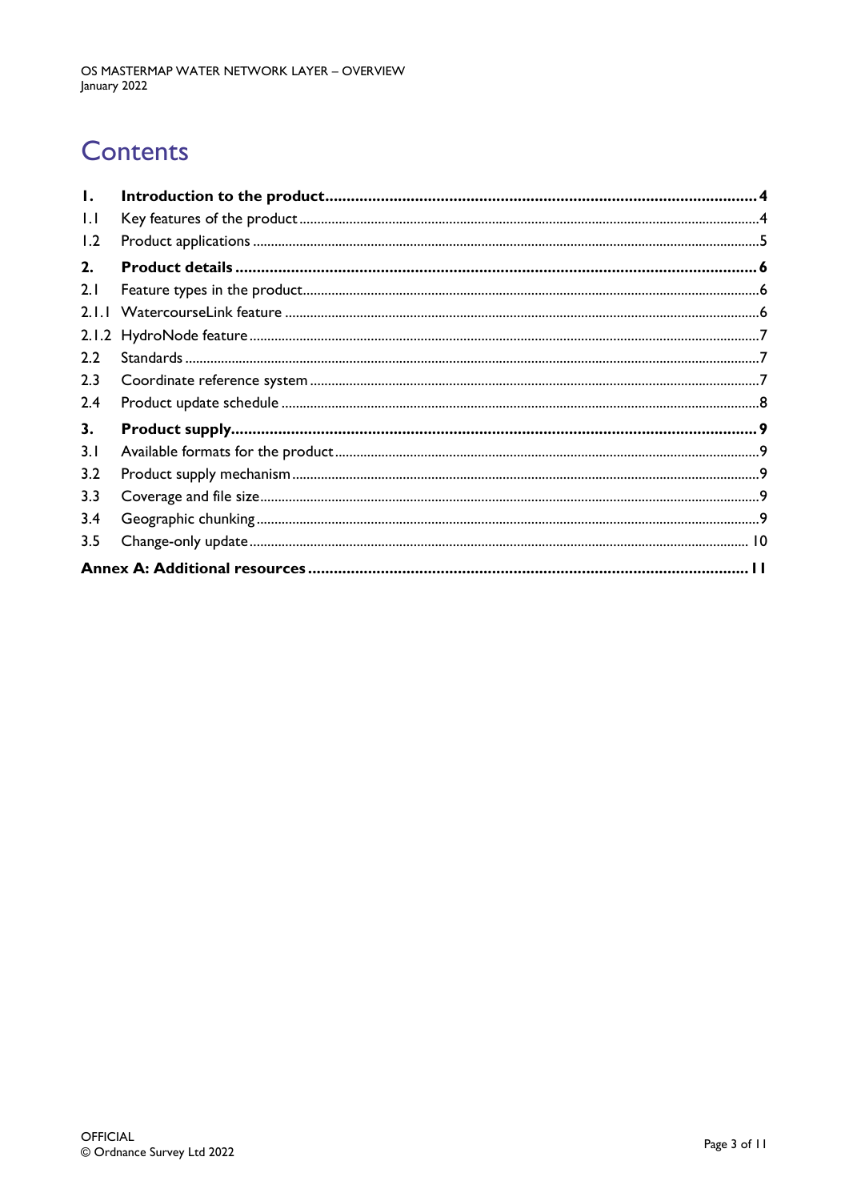# Contents

| | | |
|---|---|---|
| **1.** | **Introduction to the product** | **4** |
| 1.1 | Key features of the product | 4 |
| 1.2 | Product applications | 5 |
| **2.** | **Product details** | **6** |
| 2.1 | Feature types in the product | 6 |
| 2.1.1 | WatercourseLink feature | 6 |
| 2.1.2 | HydroNode feature | 7 |
| 2.2 | Standards | 7 |
| 2.3 | Coordinate reference system | 7 |
| 2.4 | Product update schedule | 8 |
| **3.** | **Product supply** | **9** |
| 3.1 | Available formats for the product | 9 |
| 3.2 | Product supply mechanism | 9 |
| 3.3 | Coverage and file size | 9 |
| 3.4 | Geographic chunking | 9 |
| 3.5 | Change-only update | 10 |
| **Annex A: Additional resources** | | **11** |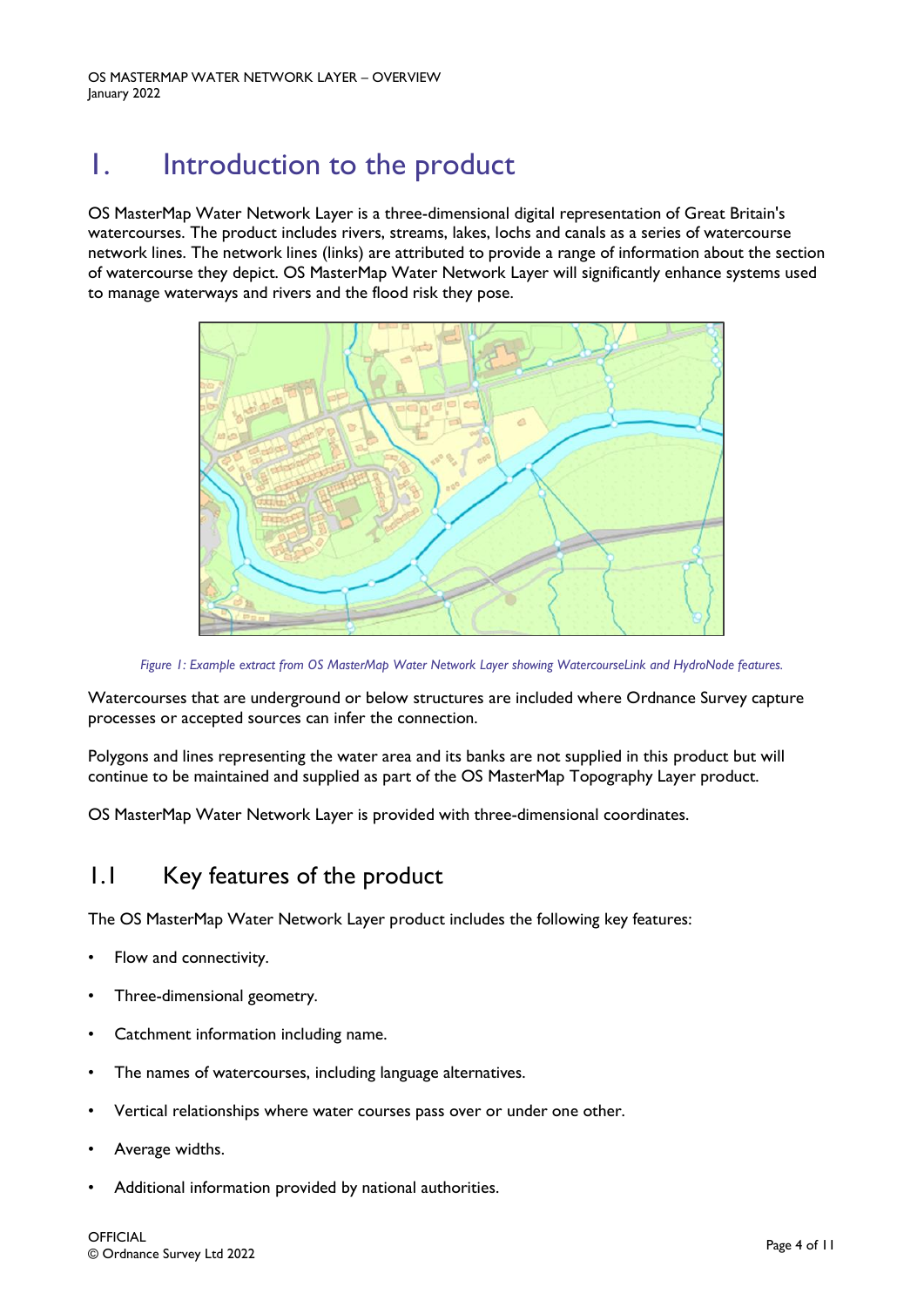# 1. Introduction to the product

OS MasterMap Water Network Layer is a three-dimensional digital representation of Great Britain's watercourses. The product includes rivers, streams, lakes, lochs and canals as a series of watercourse network lines. The network lines (links) are attributed to provide a range of information about the section of watercourse they depict. OS MasterMap Water Network Layer will significantly enhance systems used to manage waterways and rivers and the flood risk they pose.

*Figure 1: Example extract from OS MasterMap Water Network Layer showing WatercourseLink and HydroNode features.*

Watercourses that are underground or below structures are included where Ordnance Survey capture processes or accepted sources can infer the connection.

Polygons and lines representing the water area and its banks are not supplied in this product but will continue to be maintained and supplied as part of the OS MasterMap Topography Layer product.

OS MasterMap Water Network Layer is provided with three-dimensional coordinates.

## 1.1 Key features of the product

The OS MasterMap Water Network Layer product includes the following key features:

- Flow and connectivity.
- Three-dimensional geometry.
- Catchment information including name.
- The names of watercourses, including language alternatives.
- Vertical relationships where water courses pass over or under one other.
- Average widths.
- Additional information provided by national authorities.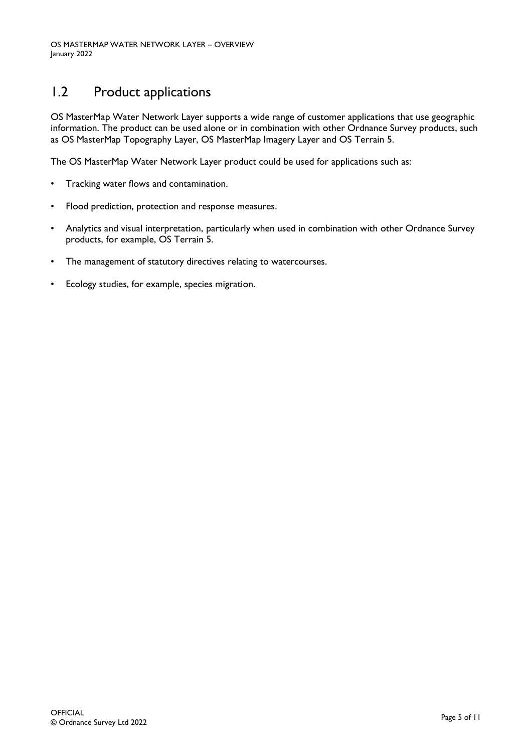## 1.2 Product applications

OS MasterMap Water Network Layer supports a wide range of customer applications that use geographic information. The product can be used alone or in combination with other Ordnance Survey products, such as OS MasterMap Topography Layer, OS MasterMap Imagery Layer and OS Terrain 5.

The OS MasterMap Water Network Layer product could be used for applications such as:

- Tracking water flows and contamination.
- Flood prediction, protection and response measures.
- Analytics and visual interpretation, particularly when used in combination with other Ordnance Survey products, for example, OS Terrain 5.
- The management of statutory directives relating to watercourses.
- Ecology studies, for example, species migration.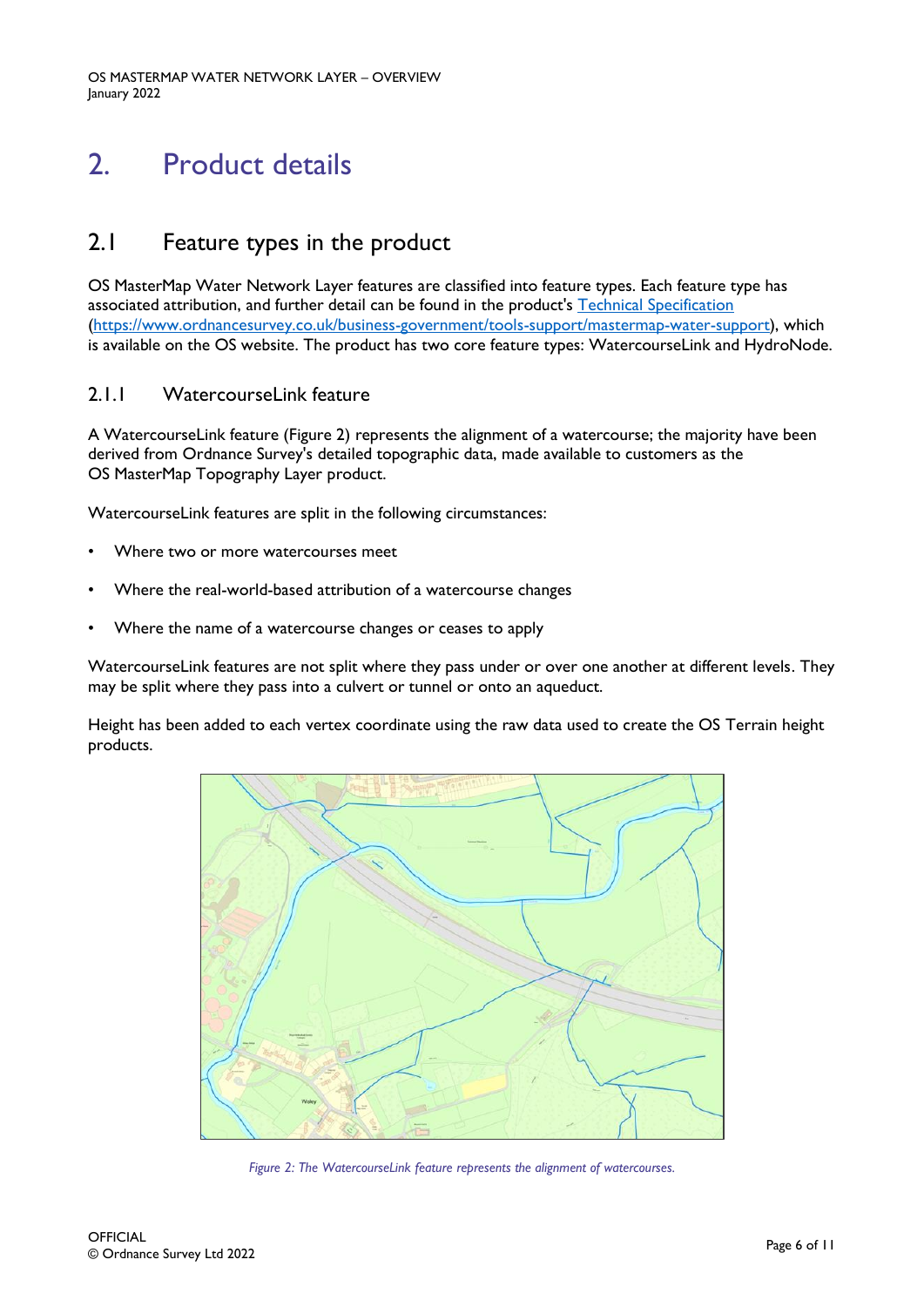# 2. Product details

## 2.1 Feature types in the product

OS MasterMap Water Network Layer features are classified into feature types. Each feature type has associated attribution, and further detail can be found in the product's [Technical Specification](https://www.ordnancesurvey.co.uk/business-government/tools-support/mastermap-water-support) (https://www.ordnancesurvey.co.uk/business-government/tools-support/mastermap-water-support), which is available on the OS website. The product has two core feature types: WatercourseLink and HydroNode.

### 2.1.1 WatercourseLink feature

A WatercourseLink feature (Figure 2) represents the alignment of a watercourse; the majority have been derived from Ordnance Survey's detailed topographic data, made available to customers as the OS MasterMap Topography Layer product.

WatercourseLink features are split in the following circumstances:

- Where two or more watercourses meet
- Where the real-world-based attribution of a watercourse changes
- Where the name of a watercourse changes or ceases to apply

WatercourseLink features are not split where they pass under or over one another at different levels. They may be split where they pass into a culvert or tunnel or onto an aqueduct.

Height has been added to each vertex coordinate using the raw data used to create the OS Terrain height products.

*Figure 2: The WatercourseLink feature represents the alignment of watercourses.*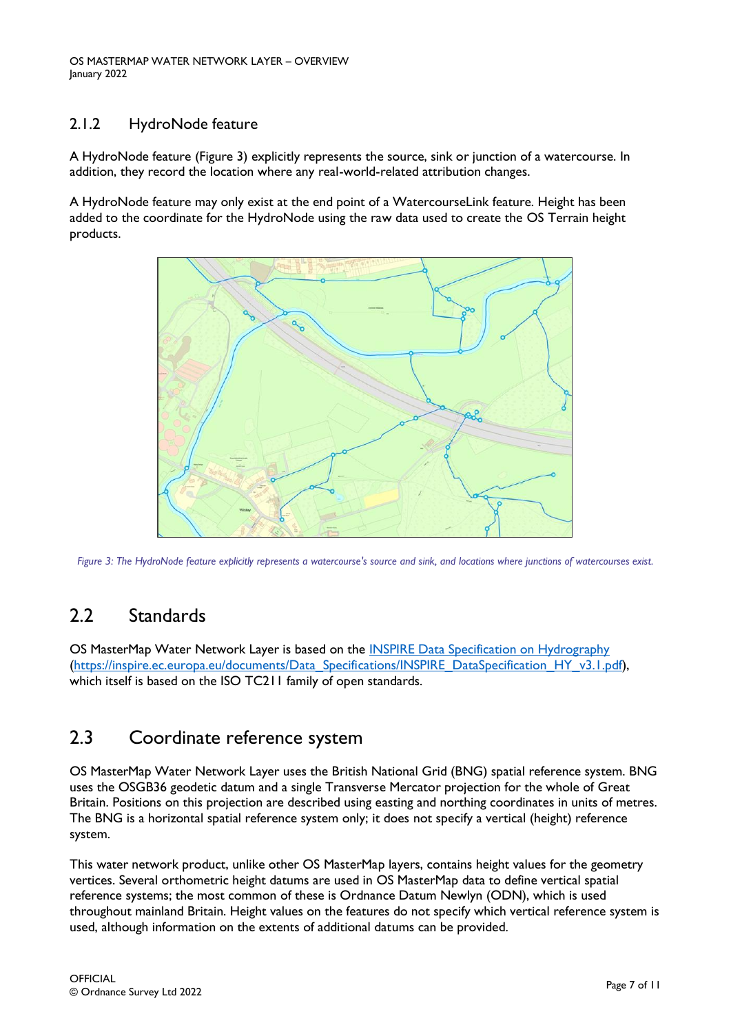### 2.1.2 HydroNode feature

A HydroNode feature (Figure 3) explicitly represents the source, sink or junction of a watercourse. In addition, they record the location where any real-world-related attribution changes.

A HydroNode feature may only exist at the end point of a WatercourseLink feature. Height has been added to the coordinate for the HydroNode using the raw data used to create the OS Terrain height products.

*Figure 3: The HydroNode feature explicitly represents a watercourse's source and sink, and locations where junctions of watercourses exist.*

## 2.2 Standards

OS MasterMap Water Network Layer is based on the [INSPIRE Data Specification on Hydrography](https://inspire.ec.europa.eu/documents/Data_Specifications/INSPIRE_DataSpecification_HY_v3.1.pdf) (https://inspire.ec.europa.eu/documents/Data_Specifications/INSPIRE_DataSpecification_HY_v3.1.pdf), which itself is based on the ISO TC211 family of open standards.

## 2.3 Coordinate reference system

OS MasterMap Water Network Layer uses the British National Grid (BNG) spatial reference system. BNG uses the OSGB36 geodetic datum and a single Transverse Mercator projection for the whole of Great Britain. Positions on this projection are described using easting and northing coordinates in units of metres. The BNG is a horizontal spatial reference system only; it does not specify a vertical (height) reference system.

This water network product, unlike other OS MasterMap layers, contains height values for the geometry vertices. Several orthometric height datums are used in OS MasterMap data to define vertical spatial reference systems; the most common of these is Ordnance Datum Newlyn (ODN), which is used throughout mainland Britain. Height values on the features do not specify which vertical reference system is used, although information on the extents of additional datums can be provided.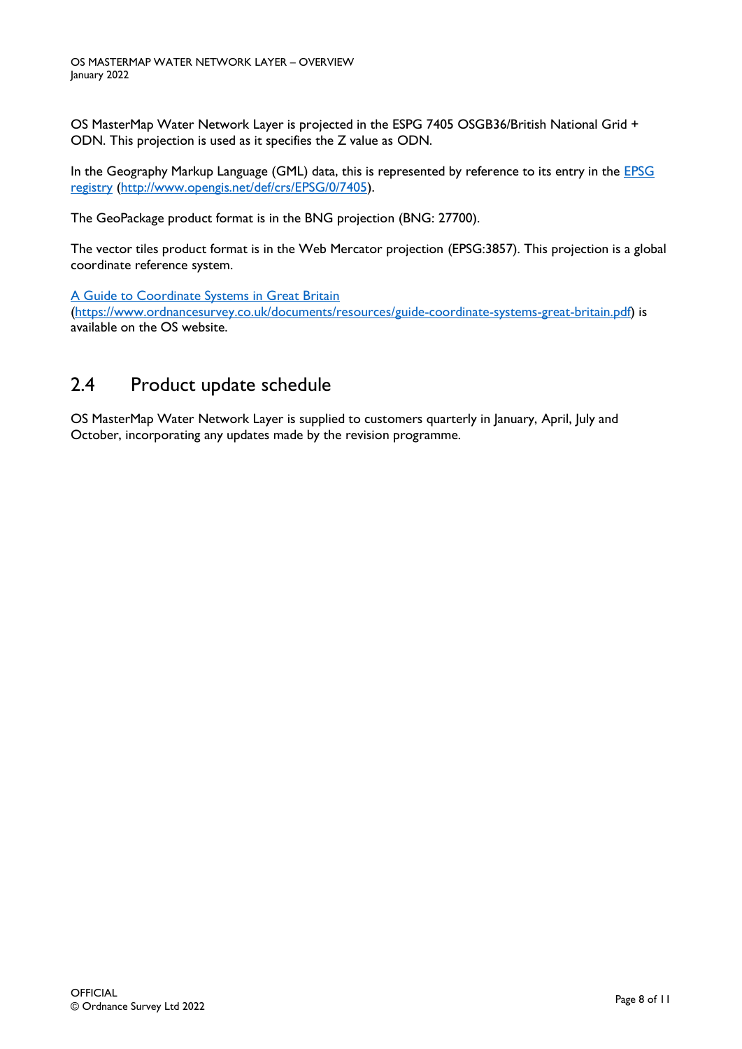OS MasterMap Water Network Layer is projected in the ESPG 7405 OSGB36/British National Grid + ODN. This projection is used as it specifies the Z value as ODN.

In the Geography Markup Language (GML) data, this is represented by reference to its entry in the [EPSG registry](http://www.opengis.net/def/crs/EPSG/0/7405) (http://www.opengis.net/def/crs/EPSG/0/7405).

The GeoPackage product format is in the BNG projection (BNG: 27700).

The vector tiles product format is in the Web Mercator projection (EPSG:3857). This projection is a global coordinate reference system.

[A Guide to Coordinate Systems in Great Britain](https://www.ordnancesurvey.co.uk/documents/resources/guide-coordinate-systems-great-britain.pdf) (https://www.ordnancesurvey.co.uk/documents/resources/guide-coordinate-systems-great-britain.pdf) is available on the OS website.

## 2.4 Product update schedule

OS MasterMap Water Network Layer is supplied to customers quarterly in January, April, July and October, incorporating any updates made by the revision programme.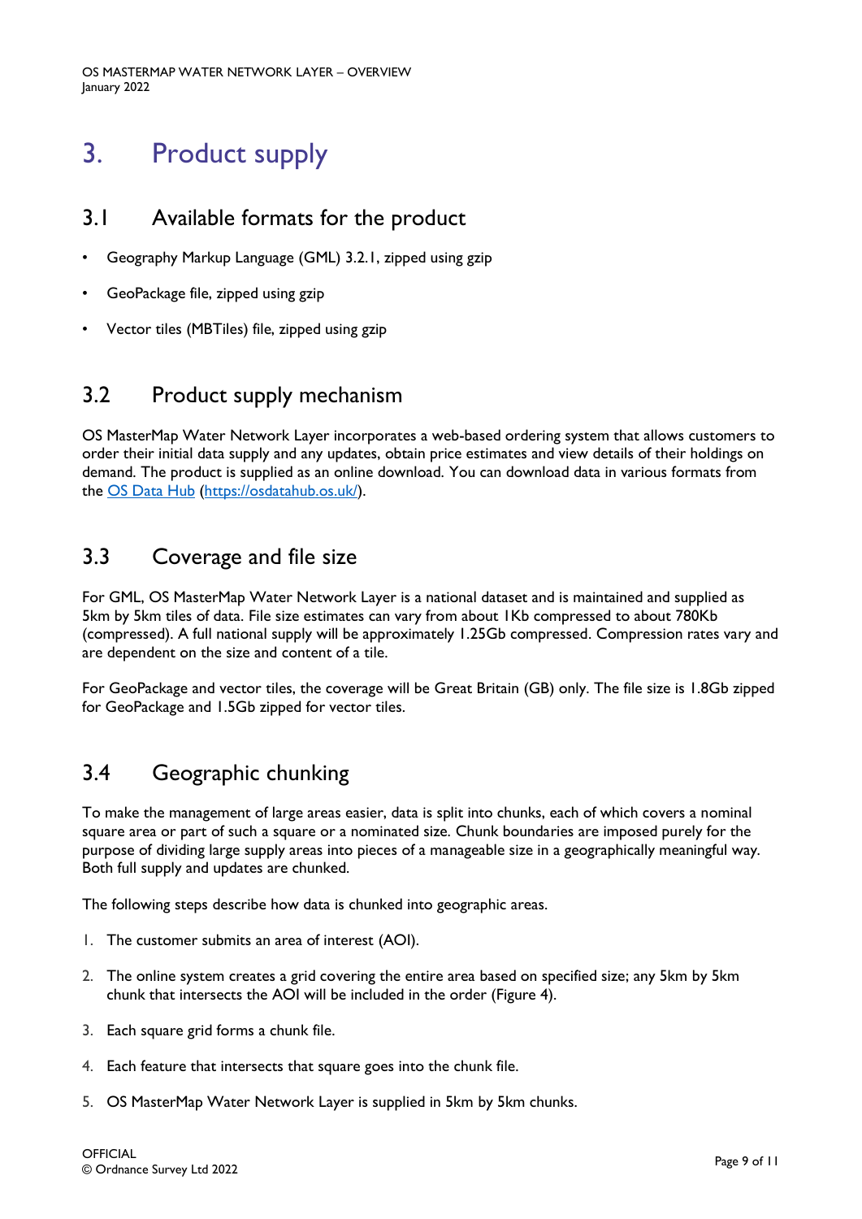# 3. Product supply

## 3.1 Available formats for the product

- Geography Markup Language (GML) 3.2.1, zipped using gzip
- GeoPackage file, zipped using gzip
- Vector tiles (MBTiles) file, zipped using gzip

## 3.2 Product supply mechanism

OS MasterMap Water Network Layer incorporates a web-based ordering system that allows customers to order their initial data supply and any updates, obtain price estimates and view details of their holdings on demand. The product is supplied as an online download. You can download data in various formats from the [OS Data Hub](https://osdatahub.os.uk/) (https://osdatahub.os.uk/).

## 3.3 Coverage and file size

For GML, OS MasterMap Water Network Layer is a national dataset and is maintained and supplied as 5km by 5km tiles of data. File size estimates can vary from about 1Kb compressed to about 780Kb (compressed). A full national supply will be approximately 1.25Gb compressed. Compression rates vary and are dependent on the size and content of a tile.

For GeoPackage and vector tiles, the coverage will be Great Britain (GB) only. The file size is 1.8Gb zipped for GeoPackage and 1.5Gb zipped for vector tiles.

## 3.4 Geographic chunking

To make the management of large areas easier, data is split into chunks, each of which covers a nominal square area or part of such a square or a nominated size. Chunk boundaries are imposed purely for the purpose of dividing large supply areas into pieces of a manageable size in a geographically meaningful way. Both full supply and updates are chunked.

The following steps describe how data is chunked into geographic areas.

1. The customer submits an area of interest (AOI).
2. The online system creates a grid covering the entire area based on specified size; any 5km by 5km chunk that intersects the AOI will be included in the order (Figure 4).
3. Each square grid forms a chunk file.
4. Each feature that intersects that square goes into the chunk file.
5. OS MasterMap Water Network Layer is supplied in 5km by 5km chunks.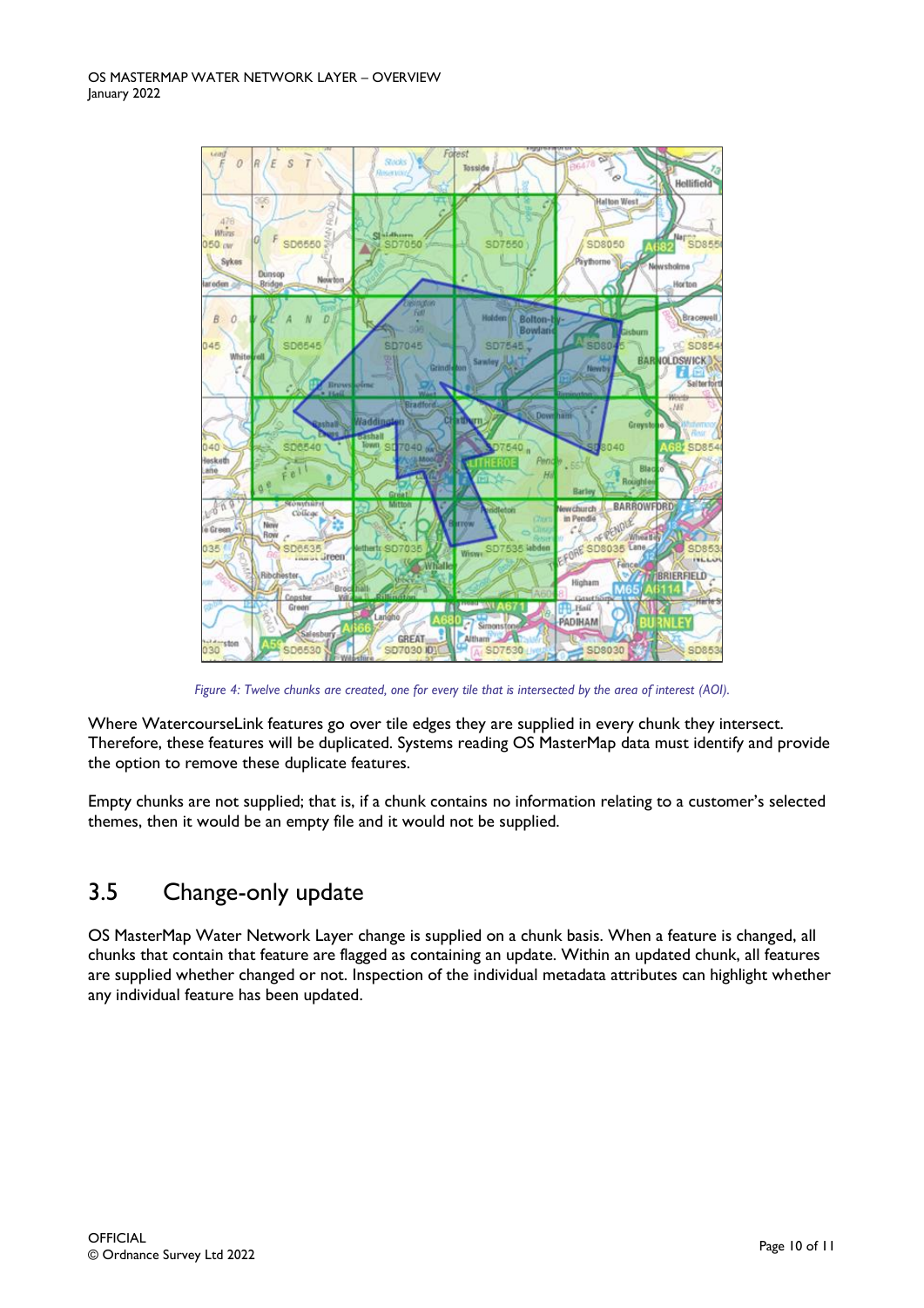*Figure 4: Twelve chunks are created, one for every tile that is intersected by the area of interest (AOI).*

Where WatercourseLink features go over tile edges they are supplied in every chunk they intersect. Therefore, these features will be duplicated. Systems reading OS MasterMap data must identify and provide the option to remove these duplicate features.

Empty chunks are not supplied; that is, if a chunk contains no information relating to a customer's selected themes, then it would be an empty file and it would not be supplied.

## 3.5 Change-only update

OS MasterMap Water Network Layer change is supplied on a chunk basis. When a feature is changed, all chunks that contain that feature are flagged as containing an update. Within an updated chunk, all features are supplied whether changed or not. Inspection of the individual metadata attributes can highlight whether any individual feature has been updated.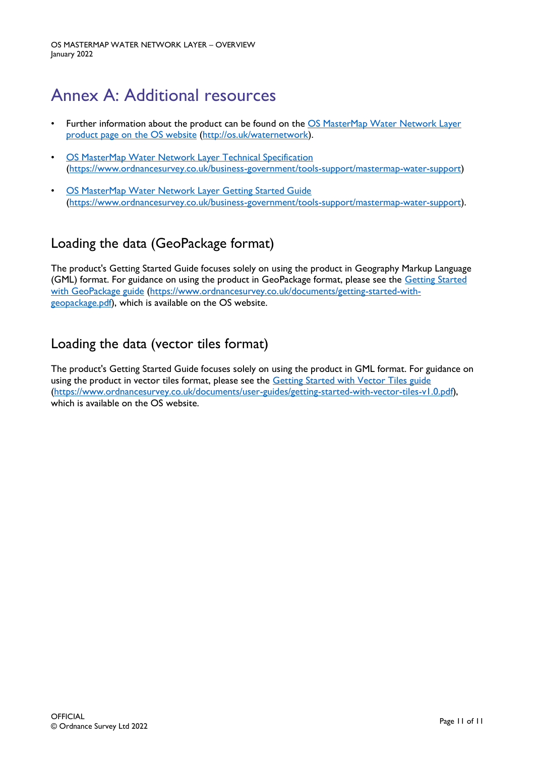# Annex A: Additional resources

- Further information about the product can be found on the OS MasterMap Water Network Layer product page on the OS website (http://os.uk/waternetwork).
- OS MasterMap Water Network Layer Technical Specification (https://www.ordnancesurvey.co.uk/business-government/tools-support/mastermap-water-support)
- OS MasterMap Water Network Layer Getting Started Guide (https://www.ordnancesurvey.co.uk/business-government/tools-support/mastermap-water-support).

## Loading the data (GeoPackage format)

The product's Getting Started Guide focuses solely on using the product in Geography Markup Language (GML) format. For guidance on using the product in GeoPackage format, please see the Getting Started with GeoPackage guide (https://www.ordnancesurvey.co.uk/documents/getting-started-with-geopackage.pdf), which is available on the OS website.

## Loading the data (vector tiles format)

The product's Getting Started Guide focuses solely on using the product in GML format. For guidance on using the product in vector tiles format, please see the Getting Started with Vector Tiles guide (https://www.ordnancesurvey.co.uk/documents/user-guides/getting-started-with-vector-tiles-v1.0.pdf), which is available on the OS website.